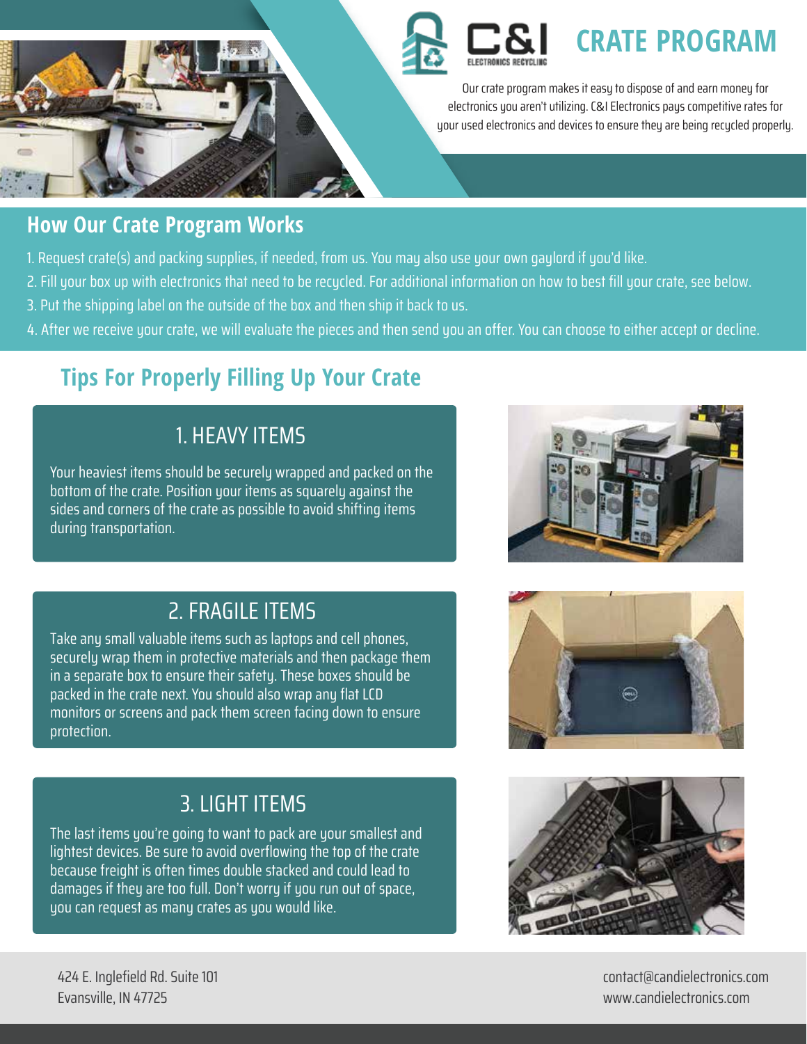C&I ELECTRONICS RECYCLING

# CRATE PROGRAM

Our crate program makes it easy to dispose of and earn money for electronics you aren't utilizing. C&I Electronics pays competitive rates for your used electronics and devices to ensure they are being recycled properly.

## How Our Crate Program Works

1. Request crate(s) and packing supplies, if needed, from us. You may also use your own gaylord if you'd like.
2. Fill your box up with electronics that need to be recycled. For additional information on how to best fill your crate, see below.
3. Put the shipping label on the outside of the box and then ship it back to us.
4. After we receive your crate, we will evaluate the pieces and then send you an offer. You can choose to either accept or decline.

## Tips For Properly Filling Up Your Crate

### 1. HEAVY ITEMS

Your heaviest items should be securely wrapped and packed on the bottom of the crate. Position your items as squarely against the sides and corners of the crate as possible to avoid shifting items during transportation.

### 2. FRAGILE ITEMS

Take any small valuable items such as laptops and cell phones, securely wrap them in protective materials and then package them in a separate box to ensure their safety. These boxes should be packed in the crate next. You should also wrap any flat LCD monitors or screens and pack them screen facing down to ensure protection.

### 3. LIGHT ITEMS

The last items you're going to want to pack are your smallest and lightest devices. Be sure to avoid overflowing the top of the crate because freight is often times double stacked and could lead to damages if they are too full. Don't worry if you run out of space, you can request as many crates as you would like.

424 E. Inglefield Rd. Suite 101
Evansville, IN 47725

contact@candielectronics.com
www.candielectronics.com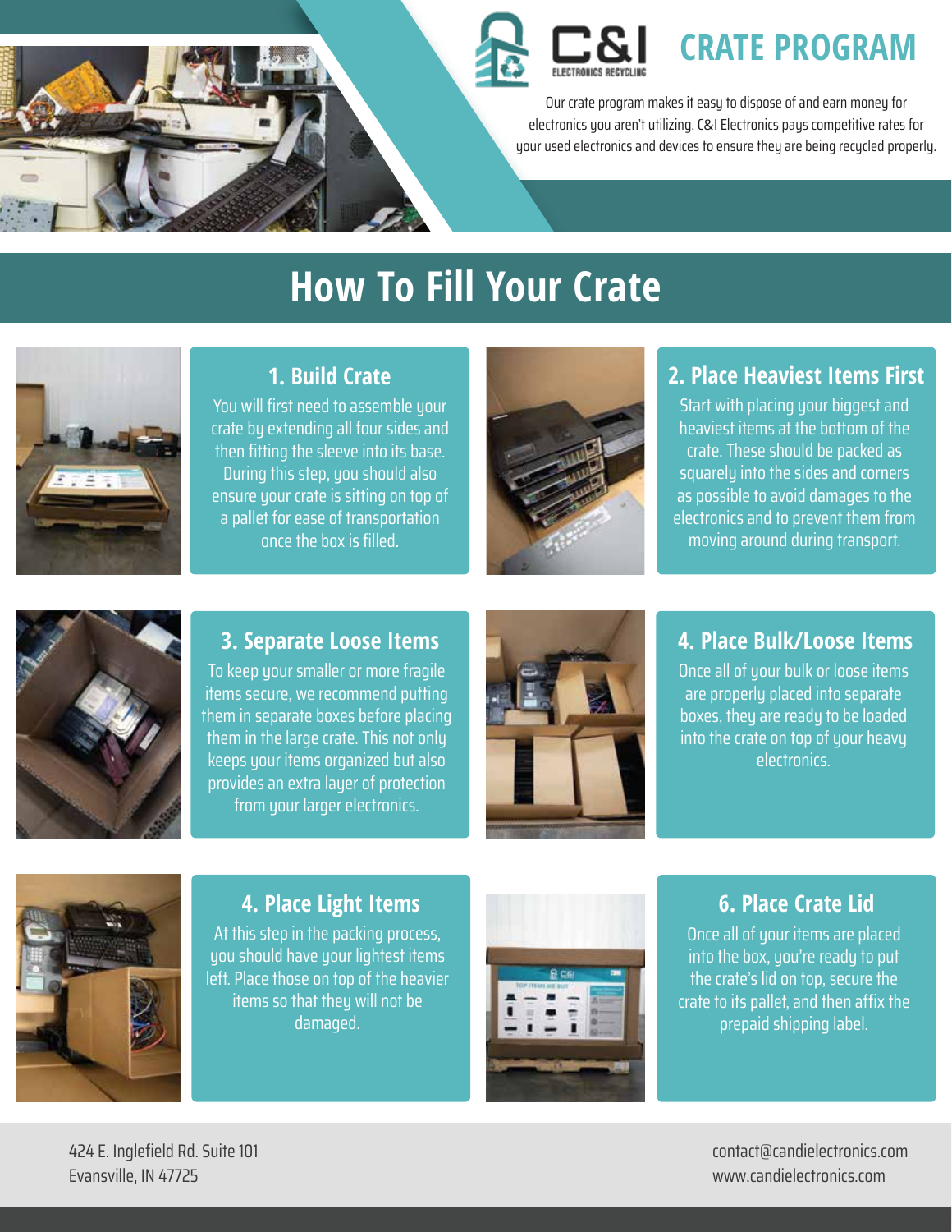# C&I CRATE PROGRAM

Our crate program makes it easy to dispose of and earn money for electronics you aren't utilizing. C&I Electronics pays competitive rates for your used electronics and devices to ensure they are being recycled properly.

## How To Fill Your Crate

### 1. Build Crate

You will first need to assemble your crate by extending all four sides and then fitting the sleeve into its base. During this step, you should also ensure your crate is sitting on top of a pallet for ease of transportation once the box is filled.

### 2. Place Heaviest Items First

Start with placing your biggest and heaviest items at the bottom of the crate. These should be packed as squarely into the sides and corners as possible to avoid damages to the electronics and to prevent them from moving around during transport.

### 3. Separate Loose Items

To keep your smaller or more fragile items secure, we recommend putting them in separate boxes before placing them in the large crate. This not only keeps your items organized but also provides an extra layer of protection from your larger electronics.

### 4. Place Bulk/Loose Items

Once all of your bulk or loose items are properly placed into separate boxes, they are ready to be loaded into the crate on top of your heavy electronics.

### 4. Place Light Items

At this step in the packing process, you should have your lightest items left. Place those on top of the heavier items so that they will not be damaged.

### 6. Place Crate Lid

Once all of your items are placed into the box, you're ready to put the crate's lid on top, secure the crate to its pallet, and then affix the prepaid shipping label.

424 E. Inglefield Rd. Suite 101
Evansville, IN 47725

contact@candielectronics.com
www.candielectronics.com